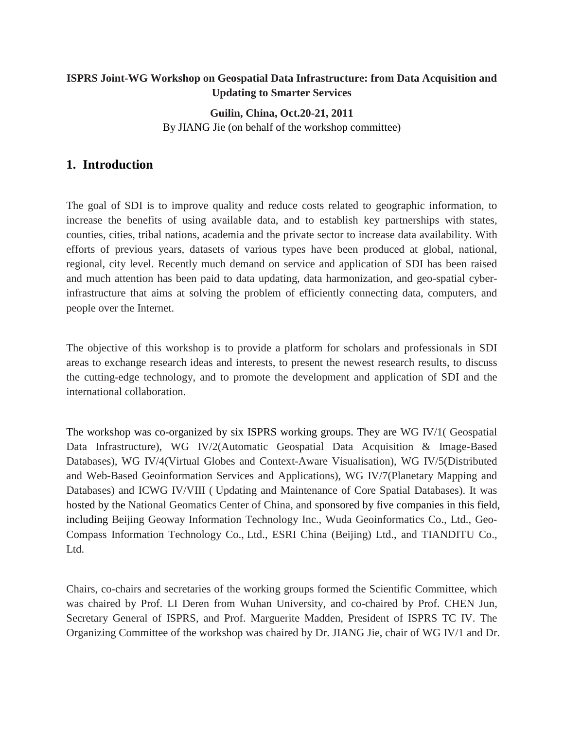**ISPRS Joint-WG Workshop on Geospatial Data Infrastructure: from Data Acquisition and Updating to Smarter Services**

**Guilin, China, Oct.20-21, 2011**

By JIANG Jie (on behalf of the workshop committee)

## 1. Introduction

The goal of SDI is to improve quality and reduce costs related to geographic information, to increase the benefits of using available data, and to establish key partnerships with states, counties, cities, tribal nations, academia and the private sector to increase data availability. With efforts of previous years, datasets of various types have been produced at global, national, regional, city level. Recently much demand on service and application of SDI has been raised and much attention has been paid to data updating, data harmonization, and geo-spatial cyber-infrastructure that aims at solving the problem of efficiently connecting data, computers, and people over the Internet.

The objective of this workshop is to provide a platform for scholars and professionals in SDI areas to exchange research ideas and interests, to present the newest research results, to discuss the cutting-edge technology, and to promote the development and application of SDI and the international collaboration.

The workshop was co-organized by six ISPRS working groups. They are WG IV/1( Geospatial Data Infrastructure), WG IV/2(Automatic Geospatial Data Acquisition & Image-Based Databases), WG IV/4(Virtual Globes and Context-Aware Visualisation), WG IV/5(Distributed and Web-Based Geoinformation Services and Applications), WG IV/7(Planetary Mapping and Databases) and ICWG IV/VIII ( Updating and Maintenance of Core Spatial Databases). It was hosted by the National Geomatics Center of China, and sponsored by five companies in this field, including Beijing Geoway Information Technology Inc., Wuda Geoinformatics Co., Ltd., Geo-Compass Information Technology Co., Ltd., ESRI China (Beijing) Ltd., and TIANDITU Co., Ltd.

Chairs, co-chairs and secretaries of the working groups formed the Scientific Committee, which was chaired by Prof. LI Deren from Wuhan University, and co-chaired by Prof. CHEN Jun, Secretary General of ISPRS, and Prof. Marguerite Madden, President of ISPRS TC IV. The Organizing Committee of the workshop was chaired by Dr. JIANG Jie, chair of WG IV/1 and Dr.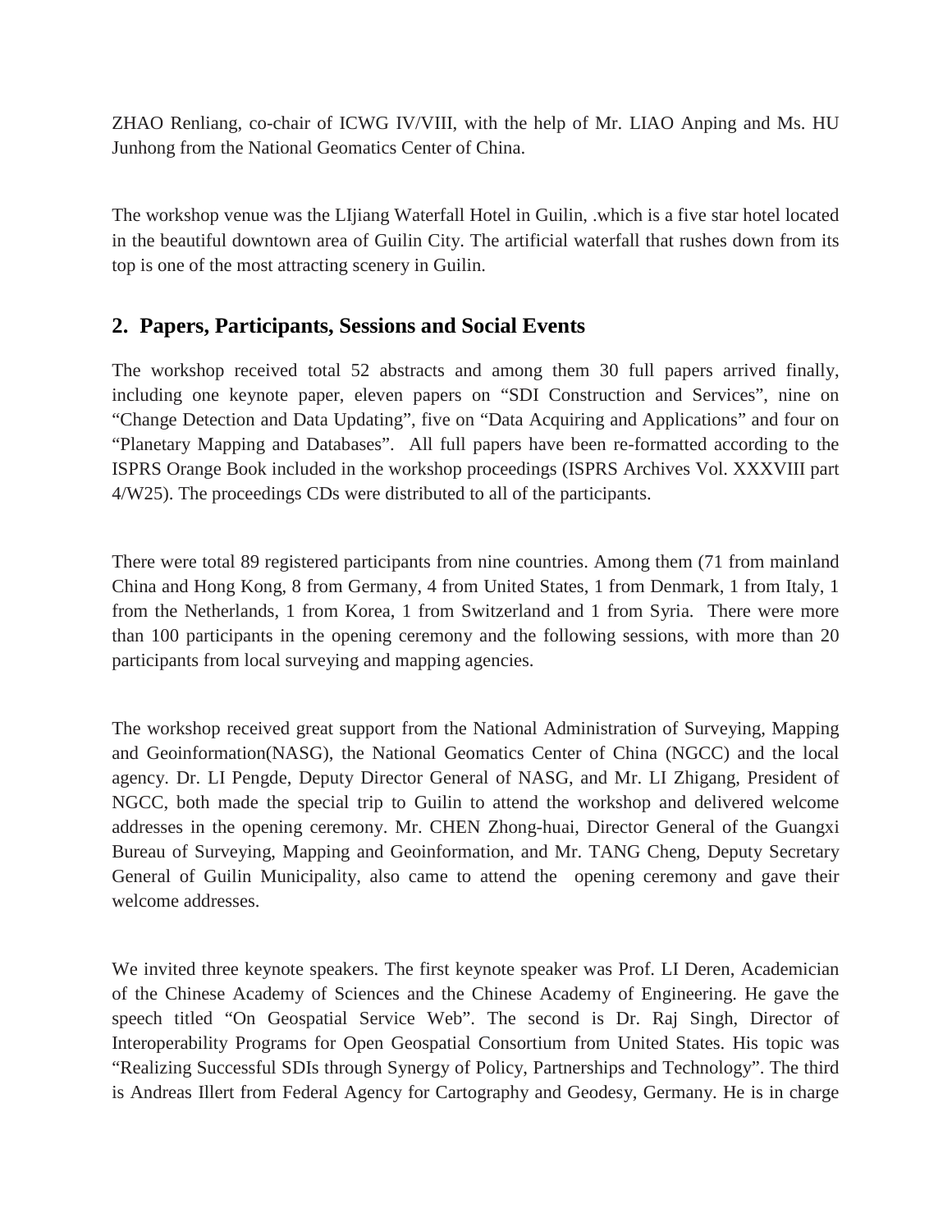ZHAO Renliang, co-chair of ICWG IV/VIII, with the help of Mr. LIAO Anping and Ms. HU Junhong from the National Geomatics Center of China.

The workshop venue was the LIjiang Waterfall Hotel in Guilin, .which is a five star hotel located in the beautiful downtown area of Guilin City. The artificial waterfall that rushes down from its top is one of the most attracting scenery in Guilin.

## 2. Papers, Participants, Sessions and Social Events

The workshop received total 52 abstracts and among them 30 full papers arrived finally, including one keynote paper, eleven papers on "SDI Construction and Services", nine on "Change Detection and Data Updating", five on "Data Acquiring and Applications" and four on "Planetary Mapping and Databases". All full papers have been re-formatted according to the ISPRS Orange Book included in the workshop proceedings (ISPRS Archives Vol. XXXVIII part 4/W25). The proceedings CDs were distributed to all of the participants.

There were total 89 registered participants from nine countries. Among them (71 from mainland China and Hong Kong, 8 from Germany, 4 from United States, 1 from Denmark, 1 from Italy, 1 from the Netherlands, 1 from Korea, 1 from Switzerland and 1 from Syria. There were more than 100 participants in the opening ceremony and the following sessions, with more than 20 participants from local surveying and mapping agencies.

The workshop received great support from the National Administration of Surveying, Mapping and Geoinformation(NASG), the National Geomatics Center of China (NGCC) and the local agency. Dr. LI Pengde, Deputy Director General of NASG, and Mr. LI Zhigang, President of NGCC, both made the special trip to Guilin to attend the workshop and delivered welcome addresses in the opening ceremony. Mr. CHEN Zhong-huai, Director General of the Guangxi Bureau of Surveying, Mapping and Geoinformation, and Mr. TANG Cheng, Deputy Secretary General of Guilin Municipality, also came to attend the opening ceremony and gave their welcome addresses.

We invited three keynote speakers. The first keynote speaker was Prof. LI Deren, Academician of the Chinese Academy of Sciences and the Chinese Academy of Engineering. He gave the speech titled "On Geospatial Service Web". The second is Dr. Raj Singh, Director of Interoperability Programs for Open Geospatial Consortium from United States. His topic was "Realizing Successful SDIs through Synergy of Policy, Partnerships and Technology". The third is Andreas Illert from Federal Agency for Cartography and Geodesy, Germany. He is in charge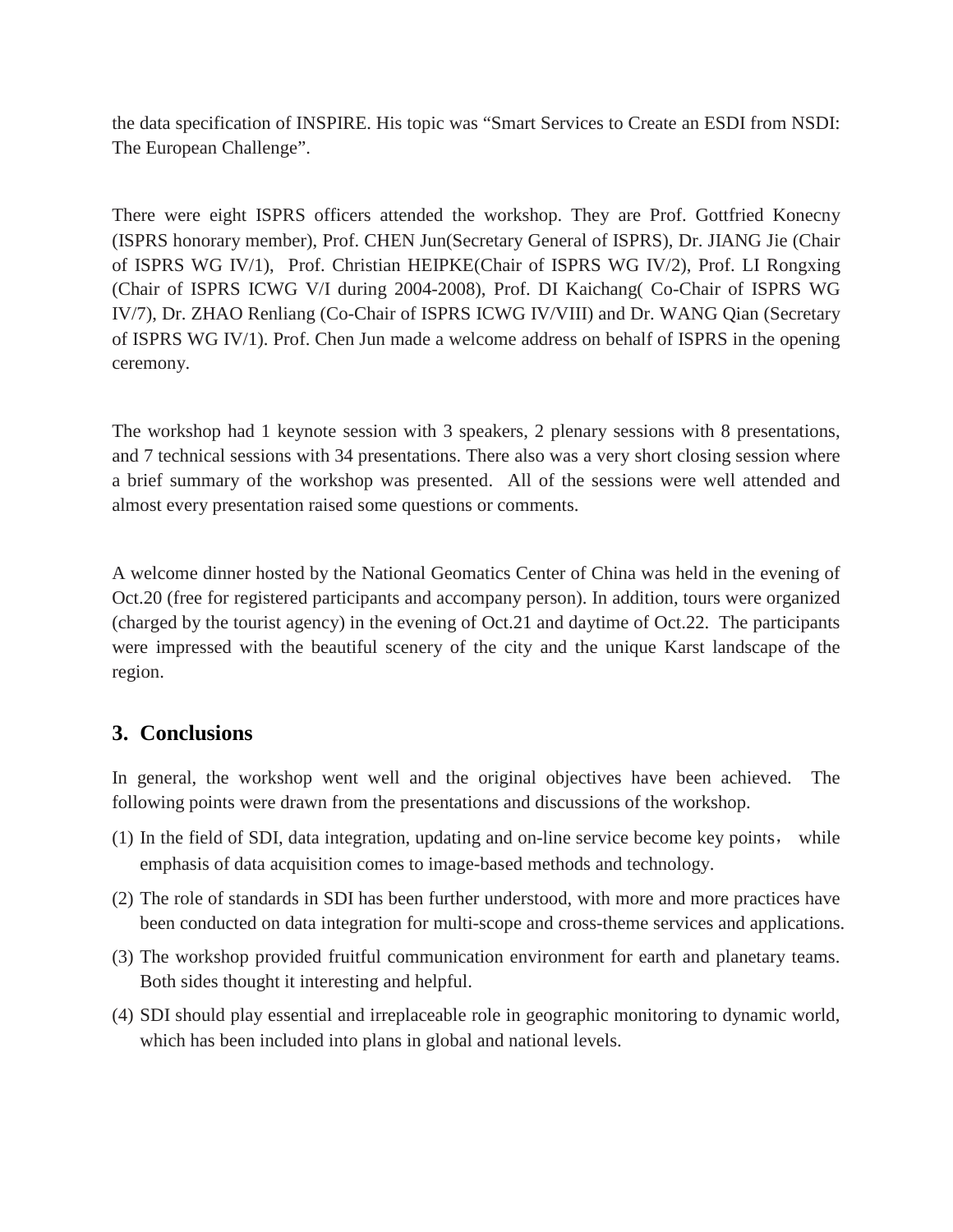the data specification of INSPIRE. His topic was “Smart Services to Create an ESDI from NSDI: The European Challenge”.

There were eight ISPRS officers attended the workshop. They are Prof. Gottfried Konecny (ISPRS honorary member), Prof. CHEN Jun(Secretary General of ISPRS), Dr. JIANG Jie (Chair of ISPRS WG IV/1), Prof. Christian HEIPKE(Chair of ISPRS WG IV/2), Prof. LI Rongxing (Chair of ISPRS ICWG V/I during 2004-2008), Prof. DI Kaichang( Co-Chair of ISPRS WG IV/7), Dr. ZHAO Renliang (Co-Chair of ISPRS ICWG IV/VIII) and Dr. WANG Qian (Secretary of ISPRS WG IV/1). Prof. Chen Jun made a welcome address on behalf of ISPRS in the opening ceremony.

The workshop had 1 keynote session with 3 speakers, 2 plenary sessions with 8 presentations, and 7 technical sessions with 34 presentations. There also was a very short closing session where a brief summary of the workshop was presented. All of the sessions were well attended and almost every presentation raised some questions or comments.

A welcome dinner hosted by the National Geomatics Center of China was held in the evening of Oct.20 (free for registered participants and accompany person). In addition, tours were organized (charged by the tourist agency) in the evening of Oct.21 and daytime of Oct.22. The participants were impressed with the beautiful scenery of the city and the unique Karst landscape of the region.

## 3. Conclusions

In general, the workshop went well and the original objectives have been achieved. The following points were drawn from the presentations and discussions of the workshop.

(1) In the field of SDI, data integration, updating and on-line service become key points， while emphasis of data acquisition comes to image-based methods and technology.

(2) The role of standards in SDI has been further understood, with more and more practices have been conducted on data integration for multi-scope and cross-theme services and applications.

(3) The workshop provided fruitful communication environment for earth and planetary teams. Both sides thought it interesting and helpful.

(4) SDI should play essential and irreplaceable role in geographic monitoring to dynamic world, which has been included into plans in global and national levels.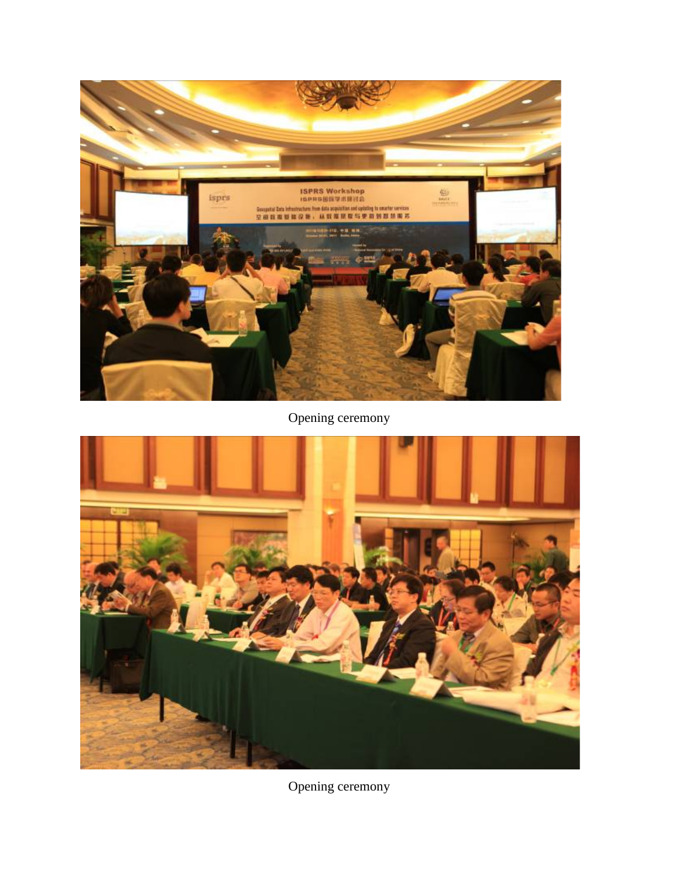Opening ceremony

Opening ceremony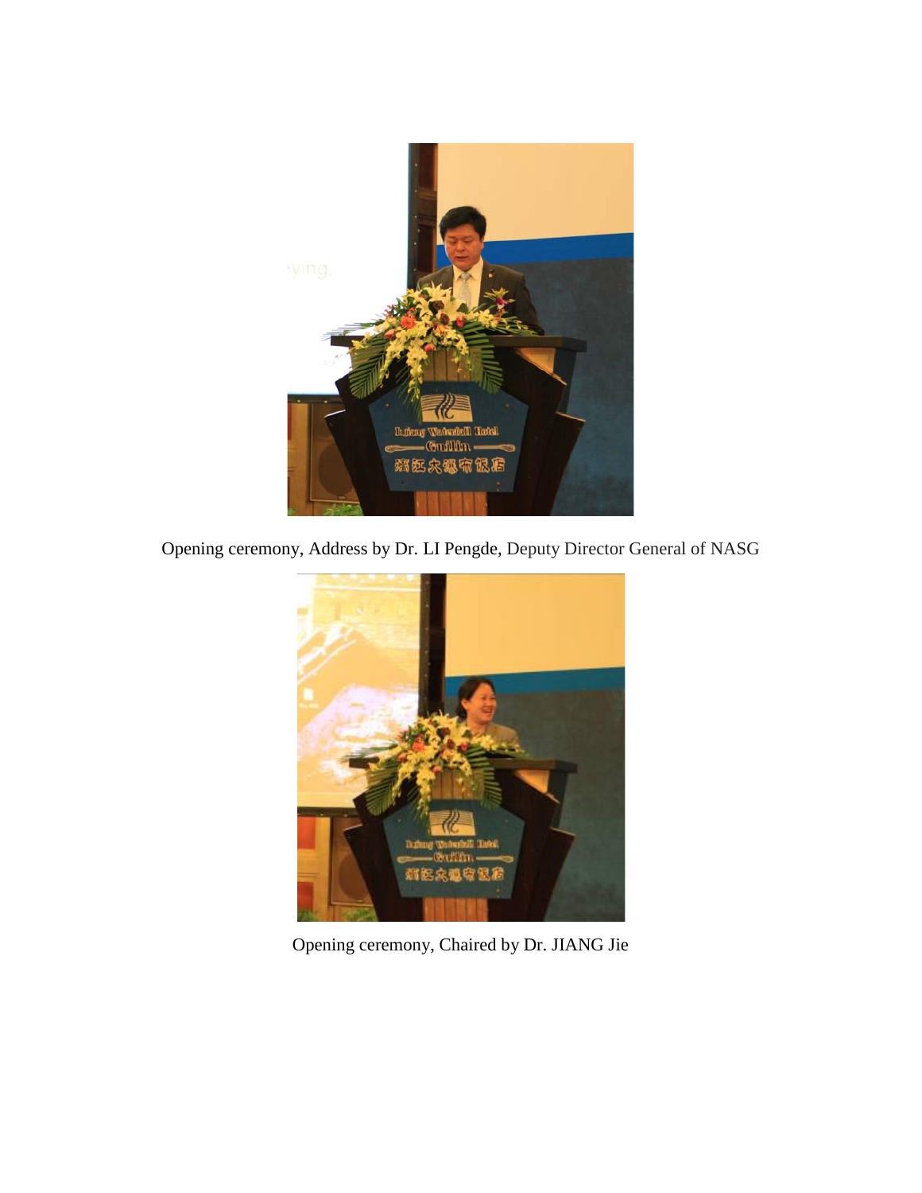Opening ceremony, Address by Dr. LI Pengde, Deputy Director General of NASG

Opening ceremony, Chaired by Dr. JIANG Jie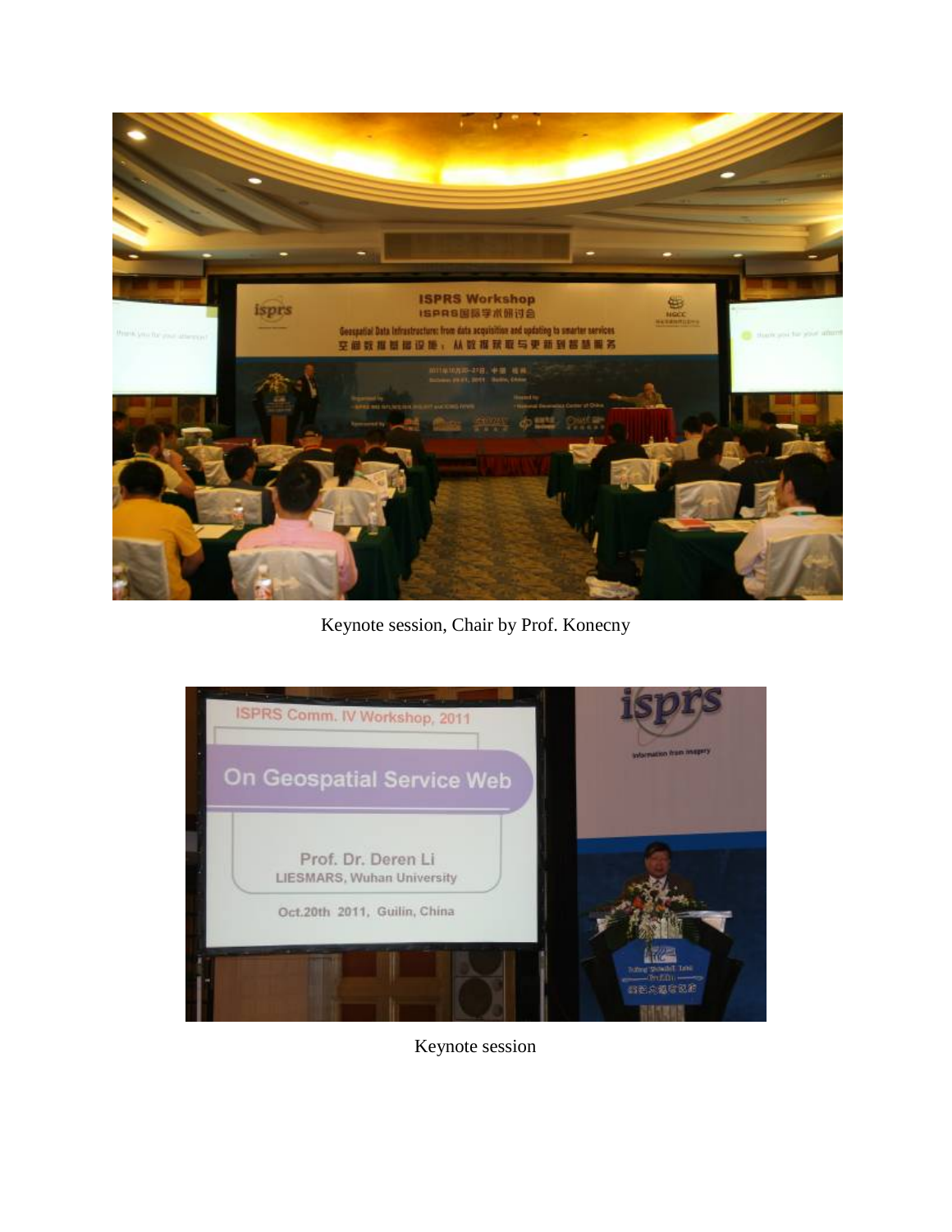Keynote session, Chair by Prof. Konecny

Keynote session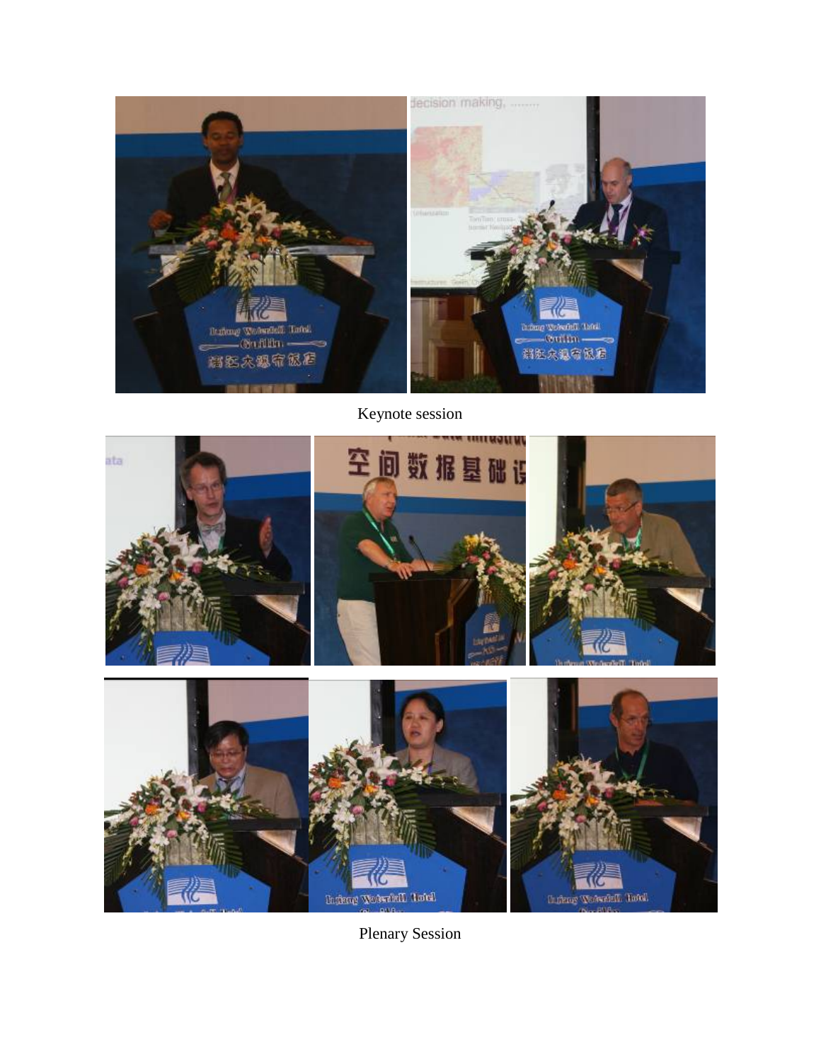Keynote session

Plenary Session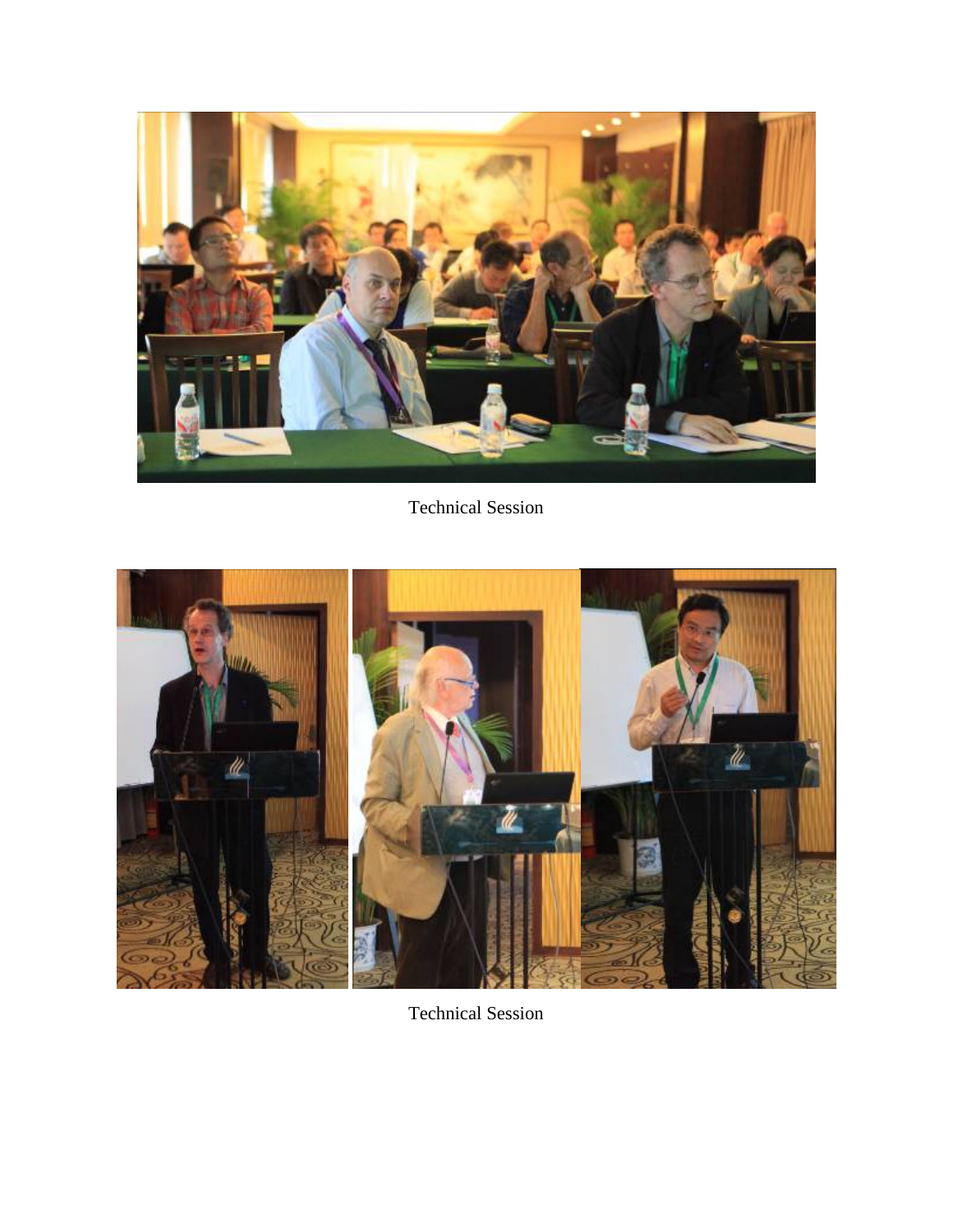Technical Session

Technical Session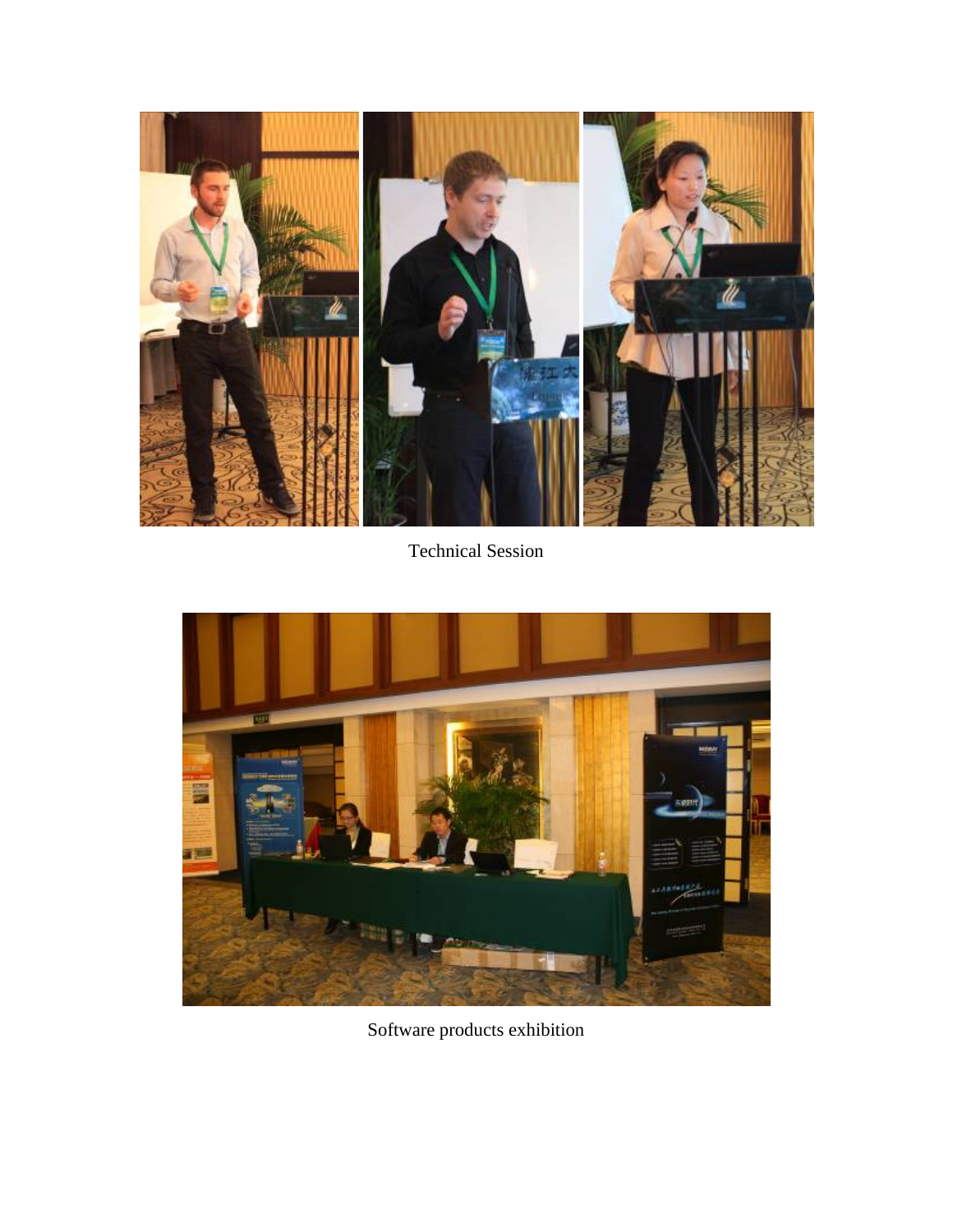Technical Session

Software products exhibition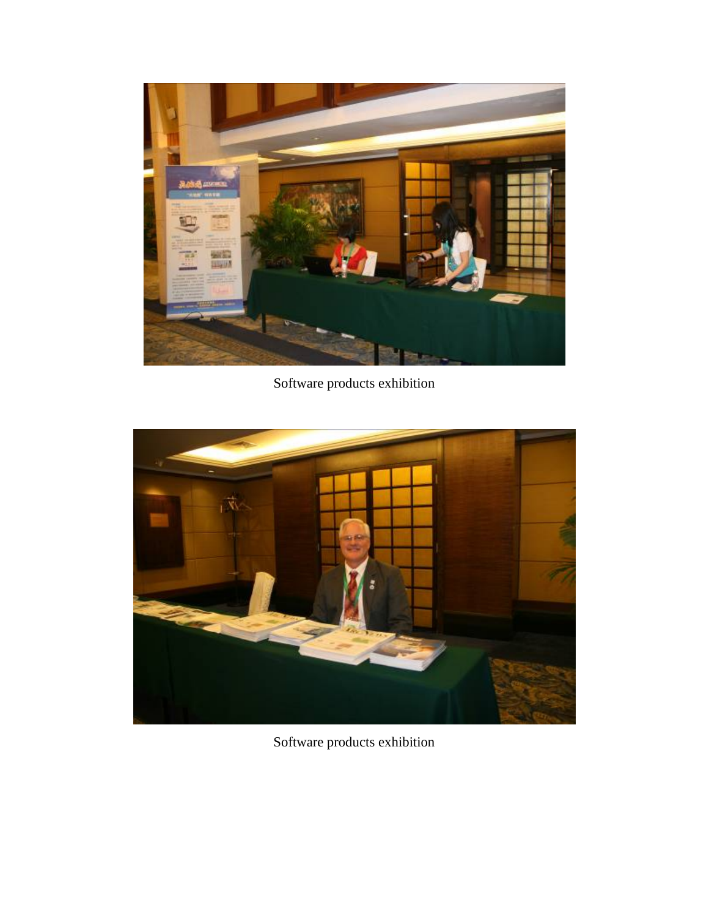Software products exhibition

Software products exhibition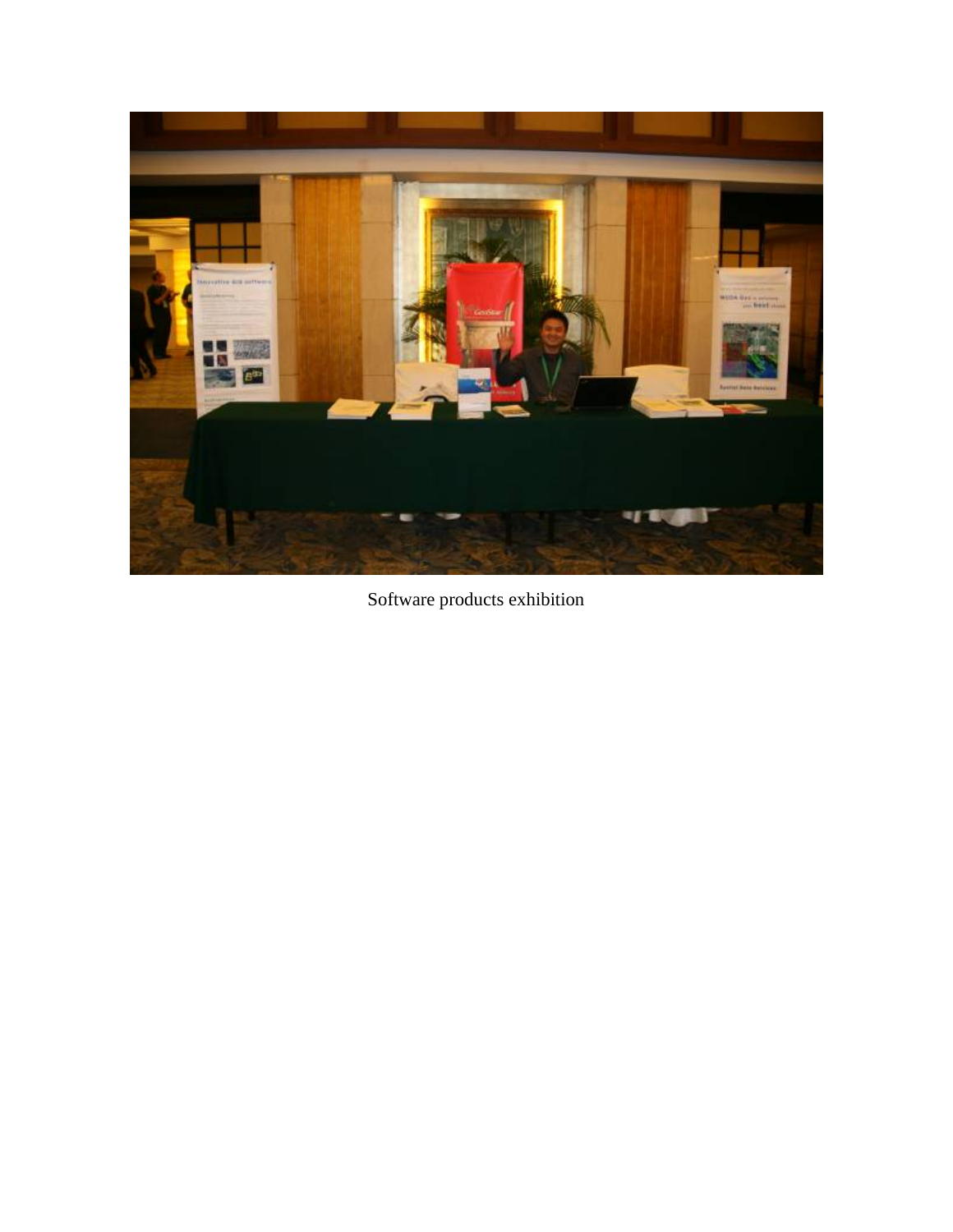Software products exhibition